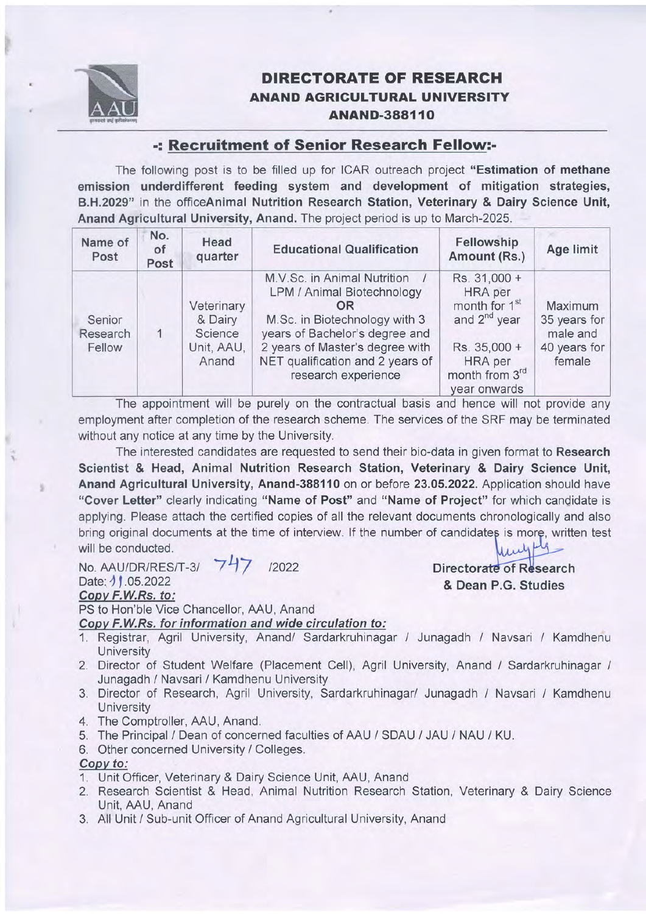# DIRECTORATE OF RESEARCH
## ANAND AGRICULTURAL UNIVERSITY
### ANAND-388110

## -: Recruitment of Senior Research Fellow:-

The following post is to be filled up for ICAR outreach project **"Estimation of methane emission underdifferent feeding system and development of mitigation strategies, B.H.2029"** in the office**Animal Nutrition Research Station, Veterinary & Dairy Science Unit, Anand Agricultural University, Anand.** The project period is up to March-2025.

| Name of Post | No. of Post | Head quarter | Educational Qualification | Fellowship Amount (Rs.) | Age limit |
|---|---|---|---|---|---|
| Senior Research Fellow | 1 | Veterinary & Dairy Science Unit, AAU, Anand | M.V.Sc. in Animal Nutrition / LPM / Animal Biotechnology **OR** M.Sc. in Biotechnology with 3 years of Bachelor's degree and 2 years of Master's degree with NET qualification and 2 years of research experience | Rs. 31,000 + HRA per month for 1st and 2nd year<br>Rs. 35,000 + HRA per month from 3rd year onwards | Maximum 35 years for male and 40 years for female |

The appointment will be purely on the contractual basis and hence will not provide any employment after completion of the research scheme. The services of the SRF may be terminated without any notice at any time by the University.

The interested candidates are requested to send their bio-data in given format to **Research Scientist & Head, Animal Nutrition Research Station, Veterinary & Dairy Science Unit, Anand Agricultural University, Anand-388110** on or before **23.05.2022.** Application should have **"Cover Letter"** clearly indicating **"Name of Post"** and **"Name of Project"** for which candidate is applying. Please attach the certified copies of all the relevant documents chronologically and also bring original documents at the time of interview. If the number of candidates is more, written test will be conducted.

No. AAU/DR/RES/T-3/ 747 /2022
Date: 11.05.2022

**Directorate of Research**
**& Dean P.G. Studies**

***Copy F.W.Rs. to:***

PS to Hon'ble Vice Chancellor, AAU, Anand

***Copy F.W.Rs. for information and wide circulation to:***

1. Registrar, Agril University, Anand/ Sardarkruhinagar / Junagadh / Navsari / Kamdhenu University
2. Director of Student Welfare (Placement Cell), Agril University, Anand / Sardarkruhinagar / Junagadh / Navsari / Kamdhenu University
3. Director of Research, Agril University, Sardarkruhinagar/ Junagadh / Navsari / Kamdhenu University
4. The Comptroller, AAU, Anand.
5. The Principal / Dean of concerned faculties of AAU / SDAU / JAU / NAU / KU.
6. Other concerned University / Colleges.

***Copy to:***

1. Unit Officer, Veterinary & Dairy Science Unit, AAU, Anand
2. Research Scientist & Head, Animal Nutrition Research Station, Veterinary & Dairy Science Unit, AAU, Anand
3. All Unit / Sub-unit Officer of Anand Agricultural University, Anand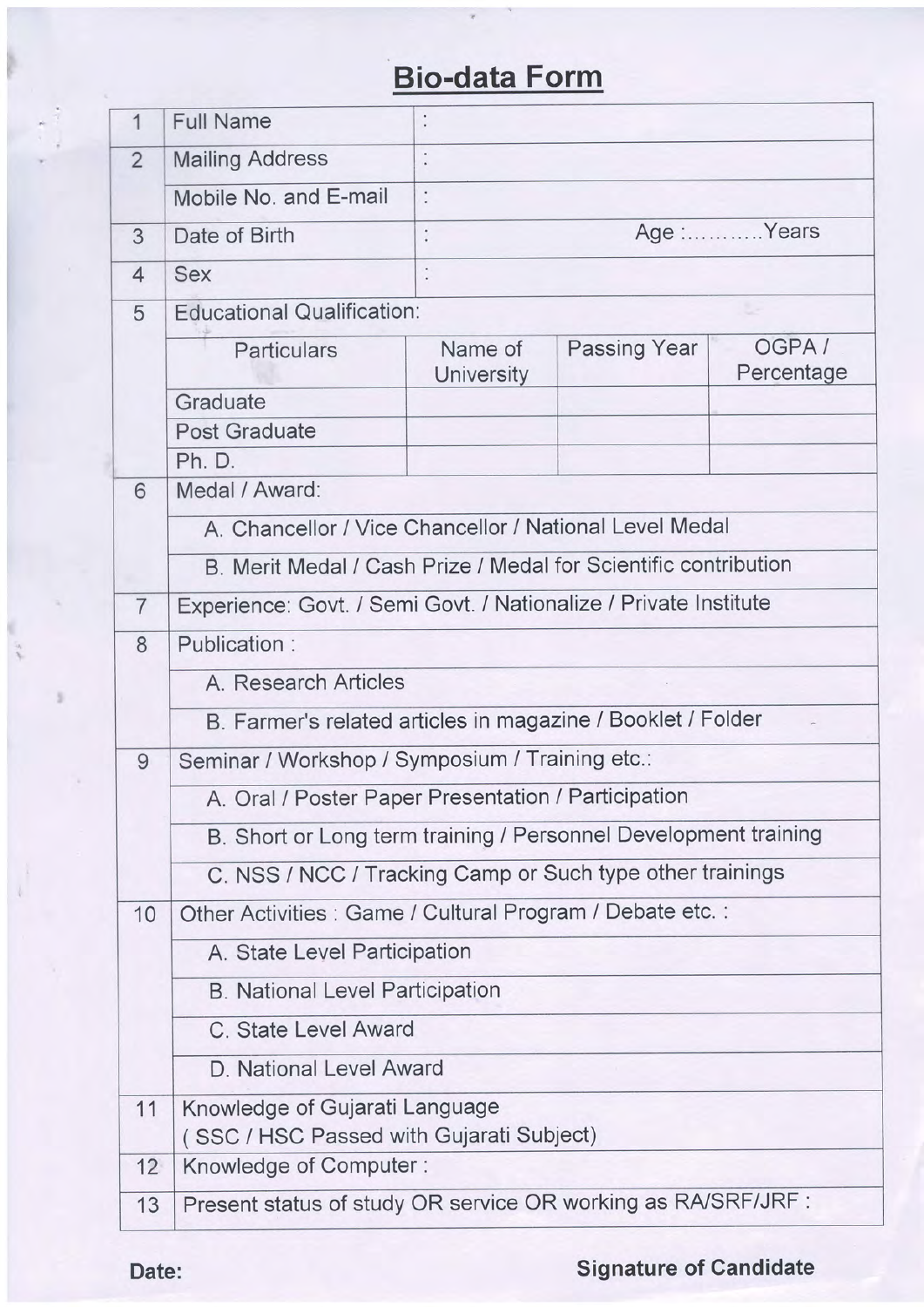# Bio-data Form

| | | | | | |
|---|---|---|---|---|---|
| 1 | Full Name | : | | | |
| 2 | Mailing Address | : | | | |
| | Mobile No. and E-mail | : | | | |
| 3 | Date of Birth | : | | Age :..........Years | |
| 4 | Sex | : | | | |
| 5 | Educational Qualification: | | | | |
| | Particulars | Name of University | Passing Year | OGPA / Percentage | |
| | Graduate | | | | |
| | Post Graduate | | | | |
| | Ph. D. | | | | |
| 6 | Medal / Award: | | | | |
| | A. Chancellor / Vice Chancellor / National Level Medal | | | | |
| | B. Merit Medal / Cash Prize / Medal for Scientific contribution | | | | |
| 7 | Experience: Govt. / Semi Govt. / Nationalize / Private Institute | | | | |
| 8 | Publication : | | | | |
| | A. Research Articles | | | | |
| | B. Farmer's related articles in magazine / Booklet / Folder | | | | |
| 9 | Seminar / Workshop / Symposium / Training etc.: | | | | |
| | A. Oral / Poster Paper Presentation / Participation | | | | |
| | B. Short or Long term training / Personnel Development training | | | | |
| | C. NSS / NCC / Tracking Camp or Such type other trainings | | | | |
| 10 | Other Activities : Game / Cultural Program / Debate etc. : | | | | |
| | A. State Level Participation | | | | |
| | B. National Level Participation | | | | |
| | C. State Level Award | | | | |
| | D. National Level Award | | | | |
| 11 | Knowledge of Gujarati Language ( SSC / HSC Passed with Gujarati Subject) | | | | |
| 12 | Knowledge of Computer : | | | | |
| 13 | Present status of study OR service OR working as RA/SRF/JRF : | | | | |

**Date:**

**Signature of Candidate**